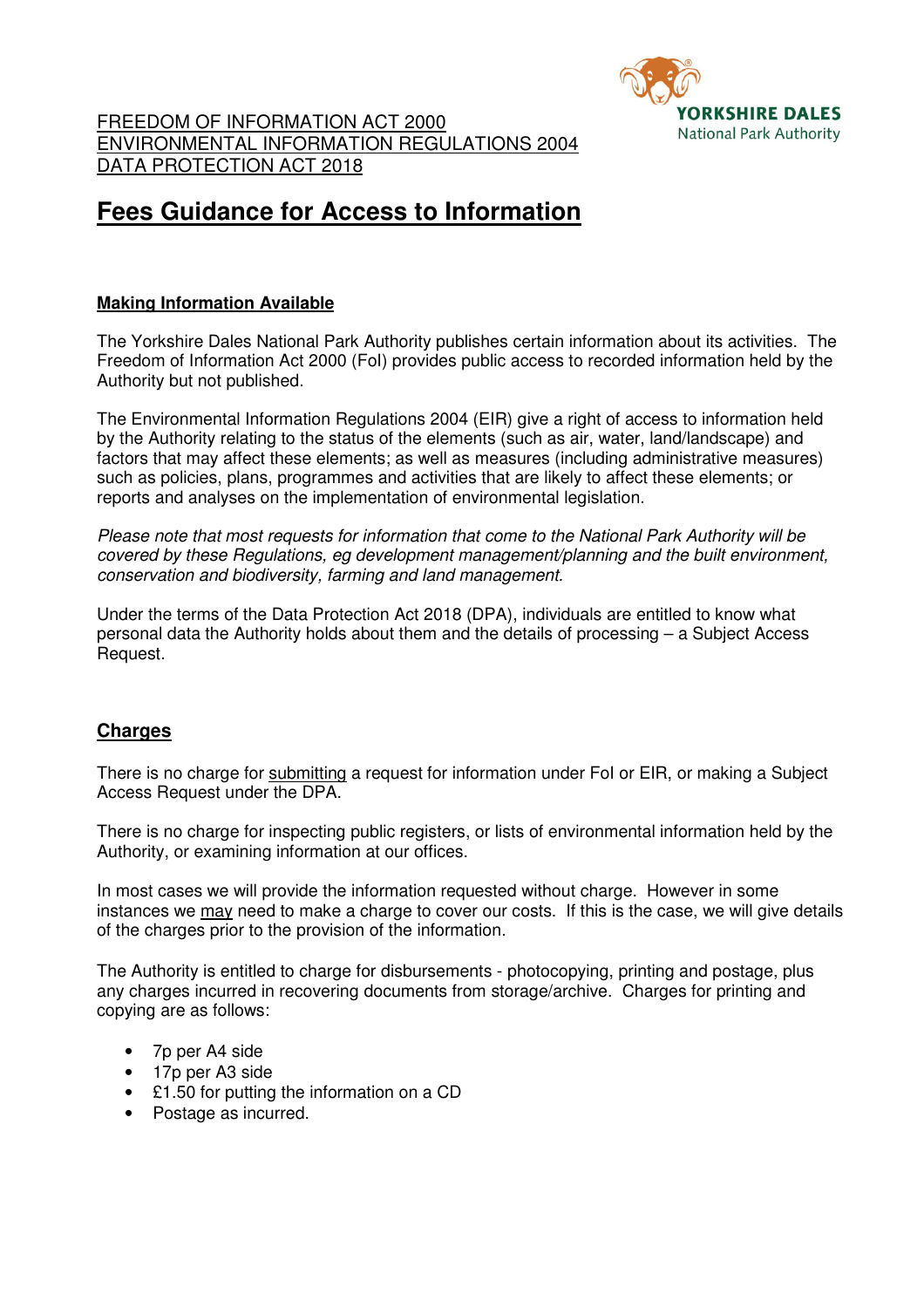FREEDOM OF INFORMATION ACT 2000
ENVIRONMENTAL INFORMATION REGULATIONS 2004
DATA PROTECTION ACT 2018

# Fees Guidance for Access to Information

## Making Information Available

The Yorkshire Dales National Park Authority publishes certain information about its activities. The Freedom of Information Act 2000 (FoI) provides public access to recorded information held by the Authority but not published.

The Environmental Information Regulations 2004 (EIR) give a right of access to information held by the Authority relating to the status of the elements (such as air, water, land/landscape) and factors that may affect these elements; as well as measures (including administrative measures) such as policies, plans, programmes and activities that are likely to affect these elements; or reports and analyses on the implementation of environmental legislation.

*Please note that most requests for information that come to the National Park Authority will be covered by these Regulations, eg development management/planning and the built environment, conservation and biodiversity, farming and land management.*

Under the terms of the Data Protection Act 2018 (DPA), individuals are entitled to know what personal data the Authority holds about them and the details of processing – a Subject Access Request.

## Charges

There is no charge for submitting a request for information under FoI or EIR, or making a Subject Access Request under the DPA.

There is no charge for inspecting public registers, or lists of environmental information held by the Authority, or examining information at our offices.

In most cases we will provide the information requested without charge. However in some instances we may need to make a charge to cover our costs. If this is the case, we will give details of the charges prior to the provision of the information.

The Authority is entitled to charge for disbursements - photocopying, printing and postage, plus any charges incurred in recovering documents from storage/archive. Charges for printing and copying are as follows:

- 7p per A4 side
- 17p per A3 side
- £1.50 for putting the information on a CD
- Postage as incurred.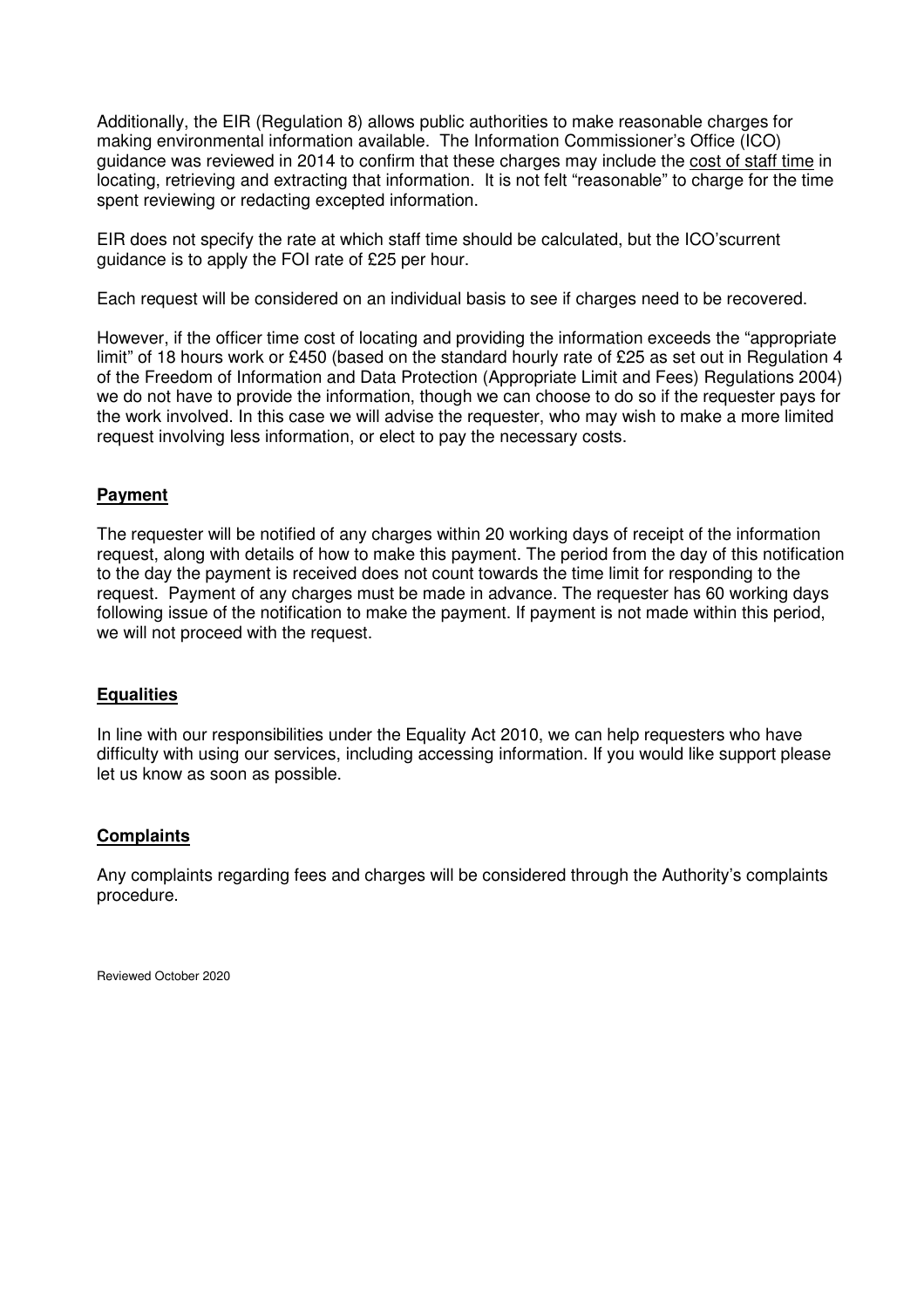Additionally, the EIR (Regulation 8) allows public authorities to make reasonable charges for making environmental information available. The Information Commissioner's Office (ICO) guidance was reviewed in 2014 to confirm that these charges may include the cost of staff time in locating, retrieving and extracting that information. It is not felt "reasonable" to charge for the time spent reviewing or redacting excepted information.

EIR does not specify the rate at which staff time should be calculated, but the ICO'scurrent guidance is to apply the FOI rate of £25 per hour.

Each request will be considered on an individual basis to see if charges need to be recovered.

However, if the officer time cost of locating and providing the information exceeds the "appropriate limit" of 18 hours work or £450 (based on the standard hourly rate of £25 as set out in Regulation 4 of the Freedom of Information and Data Protection (Appropriate Limit and Fees) Regulations 2004) we do not have to provide the information, though we can choose to do so if the requester pays for the work involved. In this case we will advise the requester, who may wish to make a more limited request involving less information, or elect to pay the necessary costs.

## Payment

The requester will be notified of any charges within 20 working days of receipt of the information request, along with details of how to make this payment. The period from the day of this notification to the day the payment is received does not count towards the time limit for responding to the request. Payment of any charges must be made in advance. The requester has 60 working days following issue of the notification to make the payment. If payment is not made within this period, we will not proceed with the request.

## Equalities

In line with our responsibilities under the Equality Act 2010, we can help requesters who have difficulty with using our services, including accessing information. If you would like support please let us know as soon as possible.

## Complaints

Any complaints regarding fees and charges will be considered through the Authority's complaints procedure.

Reviewed October 2020